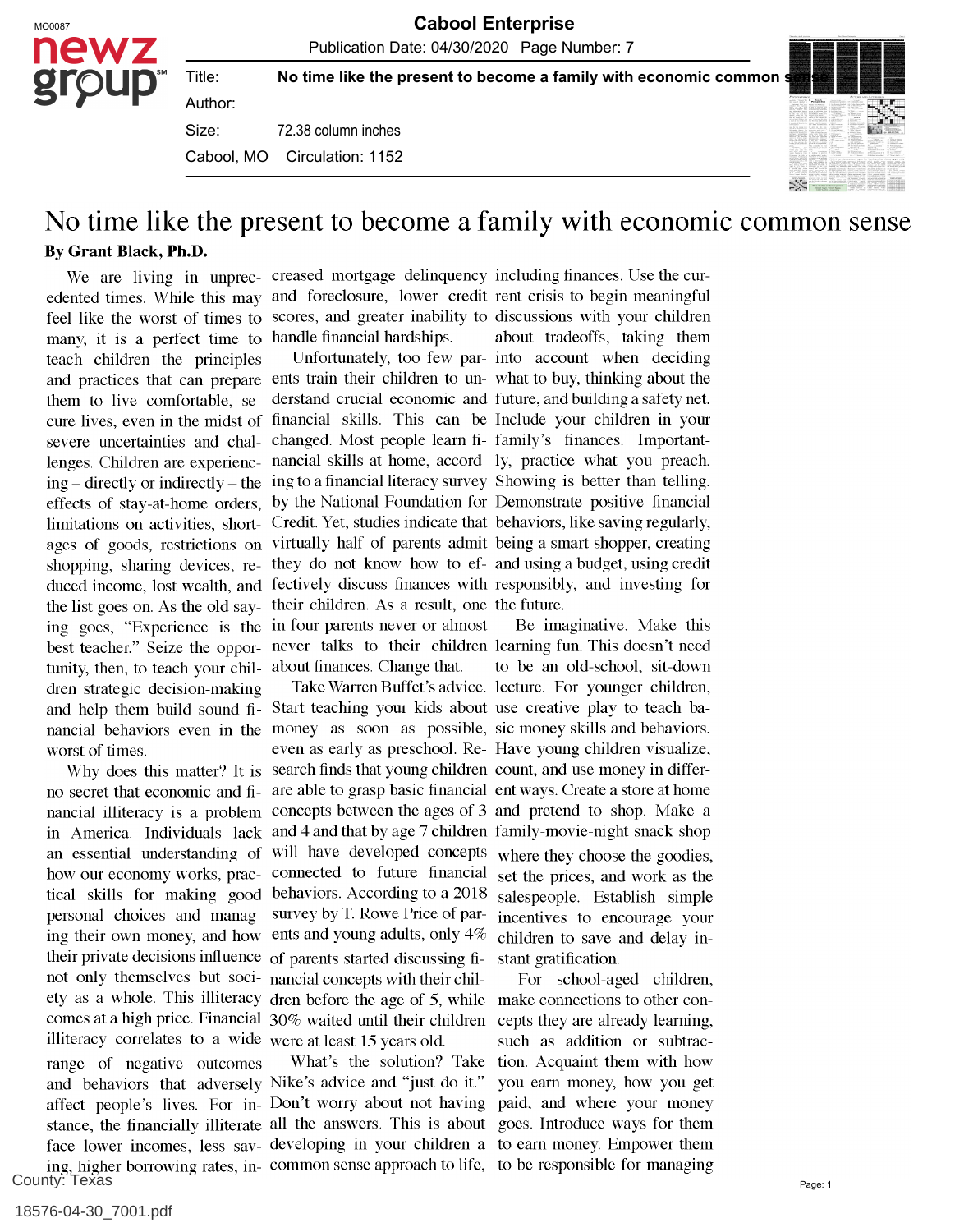# No time like the present to become a family with economic common sense

**By Grant Black, Ph.D.**

We are living in unprecedented times. While this may feel like the worst of times to many, it is a perfect time to teach children the principles and practices that can prepare them to live comfortable, secure lives, even in the midst of severe uncertainties and challenges. Children are experiencing – directly or indirectly – the effects of stay-at-home orders, limitations on activities, shortages of goods, restrictions on shopping, sharing devices, reduced income, lost wealth, and the list goes on. As the old saying goes, "Experience is the best teacher." Seize the opportunity, then, to teach your children strategic decision-making and help them build sound financial behaviors even in the worst of times.

Why does this matter? It is no secret that economic and financial illiteracy is a problem in America. Individuals lack an essential understanding of how our economy works, practical skills for making good personal choices and managing their own money, and how their private decisions influence not only themselves but society as a whole. This illiteracy comes at a high price. Financial illiteracy correlates to a wide range of negative outcomes and behaviors that adversely affect people's lives. For instance, the financially illiterate face lower incomes, less saving, higher borrowing rates, increased mortgage delinquency and foreclosure, lower credit scores, and greater inability to handle financial hardships.

Unfortunately, too few parents train their children to understand crucial economic and financial skills. This can be changed. Most people learn financial skills at home, according to a financial literacy survey by the National Foundation for Credit. Yet, studies indicate that virtually half of parents admit they do not know how to effectively discuss finances with their children. As a result, one in four parents never or almost never talks to their children about finances. Change that.

Take Warren Buffet's advice. Start teaching your kids about money as soon as possible, even as early as preschool. Research finds that young children are able to grasp basic financial concepts between the ages of 3 and 4 and that by age 7 children will have developed concepts connected to future financial behaviors. According to a 2018 survey by T. Rowe Price of parents and young adults, only 4% of parents started discussing financial concepts with their children before the age of 5, while 30% waited until their children were at least 15 years old.

What's the solution? Take Nike's advice and "just do it." Don't worry about not having all the answers. This is about developing in your children a common sense approach to life, including finances. Use the current crisis to begin meaningful discussions with your children about tradeoffs, taking them into account when deciding what to buy, thinking about the future, and building a safety net. Include your children in your family's finances. Importantly, practice what you preach. Showing is better than telling. Demonstrate positive financial behaviors, like saving regularly, being a smart shopper, creating and using a budget, using credit responsibly, and investing for the future.

Be imaginative. Make this learning fun. This doesn't need to be an old-school, sit-down lecture. For younger children, use creative play to teach basic money skills and behaviors. Have young children visualize, count, and use money in different ways. Create a store at home and pretend to shop. Make a family-movie-night snack shop where they choose the goodies, set the prices, and work as the salespeople. Establish simple incentives to encourage your children to save and delay instant gratification.

For school-aged children, make connections to other concepts they are already learning, such as addition or subtraction. Acquaint them with how you earn money, how you get paid, and where your money goes. Introduce ways for them to earn money. Empower them to be responsible for managing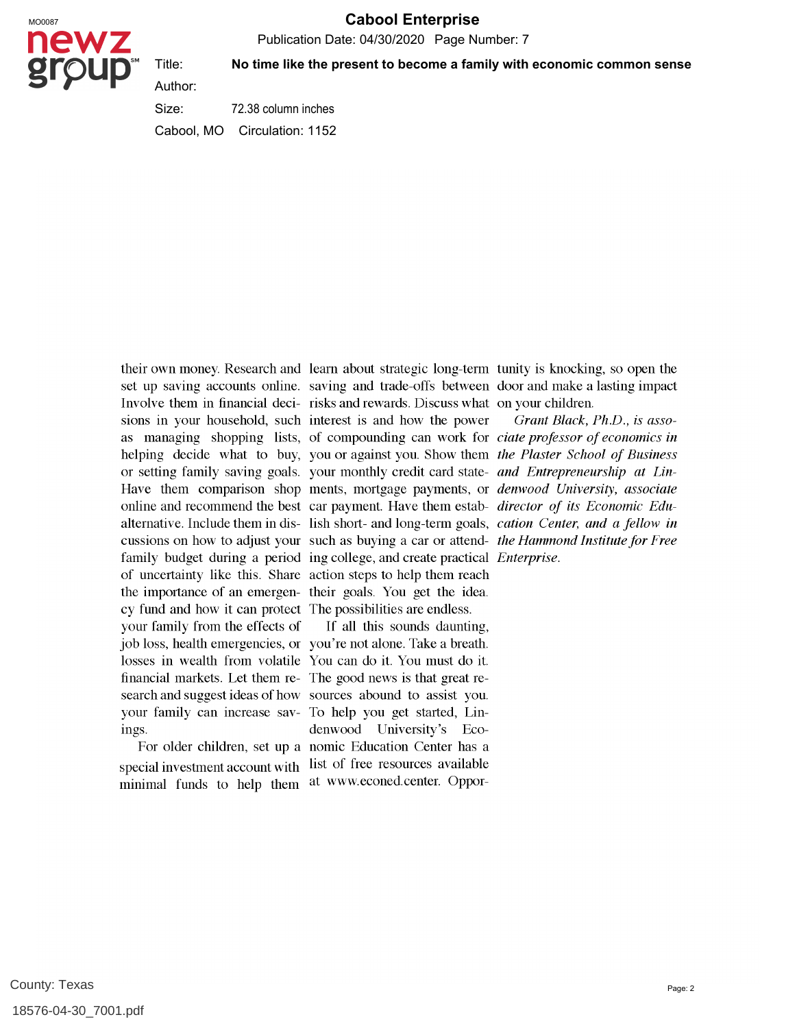their own money. Research and set up saving accounts online. Involve them in financial decisions in your household, such as managing shopping lists, helping decide what to buy, or setting family saving goals. Have them comparison shop online and recommend the best alternative. Include them in discussions on how to adjust your family budget during a period of uncertainty like this. Share the importance of an emergency fund and how it can protect your family from the effects of job loss, health emergencies, or losses in wealth from volatile financial markets. Let them research and suggest ideas of how your family can increase savings.

For older children, set up a special investment account with minimal funds to help them learn about strategic long-term saving and trade-offs between risks and rewards. Discuss what interest is and how the power of compounding can work for you or against you. Show them your monthly credit card statements, mortgage payments, or car payment. Have them establish short- and long-term goals, such as buying a car or attending college, and create practical action steps to help them reach their goals. You get the idea. The possibilities are endless.

If all this sounds daunting, you're not alone. Take a breath. You can do it. You must do it. The good news is that great resources abound to assist you. To help you get started, Lindenwood University's Economic Education Center has a list of free resources available at www.econed.center. Opportunity is knocking, so open the door and make a lasting impact on your children.

*Grant Black, Ph.D., is associate professor of economics in the Plaster School of Business and Entrepreneurship at Lindenwood University, associate director of its Economic Education Center, and a fellow in the Hammond Institute for Free Enterprise.*